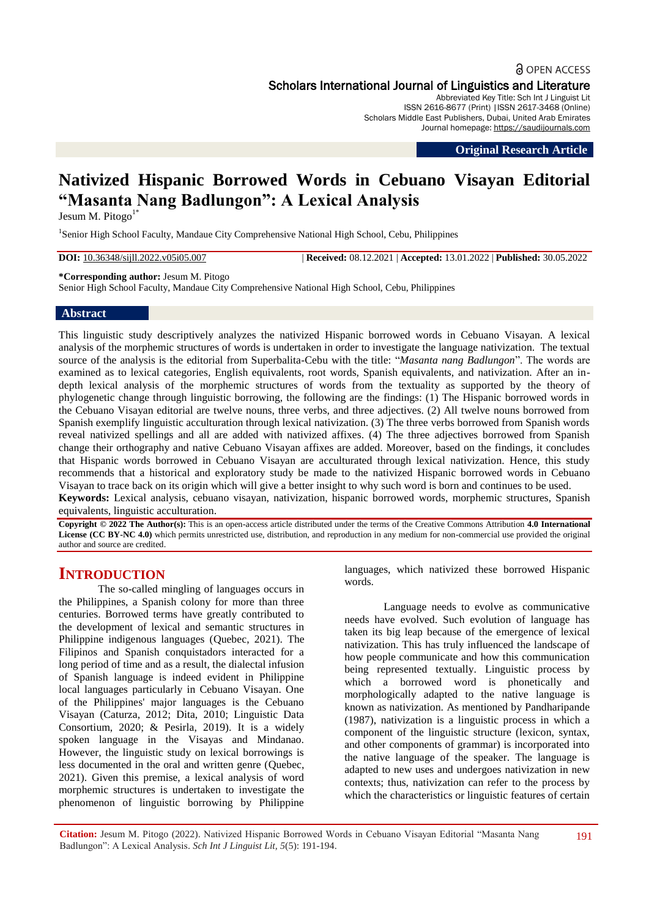OPEN ACCESS

**Scholars International Journal of Linguistics and Literature**

Abbreviated Key Title: Sch Int J Linguist Lit
ISSN 2616-8677 (Print) |ISSN 2617-3468 (Online)
Scholars Middle East Publishers, Dubai, United Arab Emirates
Journal homepage: https://saudijournals.com

**Original Research Article**

# Nativized Hispanic Borrowed Words in Cebuano Visayan Editorial "Masanta Nang Badlungon": A Lexical Analysis

Jesum M. Pitogo[1*]

[1]Senior High School Faculty, Mandaue City Comprehensive National High School, Cebu, Philippines

**DOI:** 10.36348/sijll.2022.v05i05.007 | **Received:** 08.12.2021 | **Accepted:** 13.01.2022 | **Published:** 30.05.2022

**\*Corresponding author:** Jesum M. Pitogo
Senior High School Faculty, Mandaue City Comprehensive National High School, Cebu, Philippines

## Abstract

This linguistic study descriptively analyzes the nativized Hispanic borrowed words in Cebuano Visayan. A lexical analysis of the morphemic structures of words is undertaken in order to investigate the language nativization. The textual source of the analysis is the editorial from Superbalita-Cebu with the title: "*Masanta nang Badlungon*". The words are examined as to lexical categories, English equivalents, root words, Spanish equivalents, and nativization. After an in-depth lexical analysis of the morphemic structures of words from the textuality as supported by the theory of phylogenetic change through linguistic borrowing, the following are the findings: (1) The Hispanic borrowed words in the Cebuano Visayan editorial are twelve nouns, three verbs, and three adjectives. (2) All twelve nouns borrowed from Spanish exemplify linguistic acculturation through lexical nativization. (3) The three verbs borrowed from Spanish words reveal nativized spellings and all are added with nativized affixes. (4) The three adjectives borrowed from Spanish change their orthography and native Cebuano Visayan affixes are added. Moreover, based on the findings, it concludes that Hispanic words borrowed in Cebuano Visayan are acculturated through lexical nativization. Hence, this study recommends that a historical and exploratory study be made to the nativized Hispanic borrowed words in Cebuano Visayan to trace back on its origin which will give a better insight to why such word is born and continues to be used.

**Keywords:** Lexical analysis, cebuano visayan, nativization, hispanic borrowed words, morphemic structures, Spanish equivalents, linguistic acculturation.

**Copyright © 2022 The Author(s):** This is an open-access article distributed under the terms of the Creative Commons Attribution **4.0 International License (CC BY-NC 4.0)** which permits unrestricted use, distribution, and reproduction in any medium for non-commercial use provided the original author and source are credited.

## INTRODUCTION

The so-called mingling of languages occurs in the Philippines, a Spanish colony for more than three centuries. Borrowed terms have greatly contributed to the development of lexical and semantic structures in Philippine indigenous languages (Quebec, 2021). The Filipinos and Spanish conquistadors interacted for a long period of time and as a result, the dialectal infusion of Spanish language is indeed evident in Philippine local languages particularly in Cebuano Visayan. One of the Philippines' major languages is the Cebuano Visayan (Caturza, 2012; Dita, 2010; Linguistic Data Consortium, 2020; & Pesirla, 2019). It is a widely spoken language in the Visayas and Mindanao. However, the linguistic study on lexical borrowings is less documented in the oral and written genre (Quebec, 2021). Given this premise, a lexical analysis of word morphemic structures is undertaken to investigate the phenomenon of linguistic borrowing by Philippine languages, which nativized these borrowed Hispanic words.

Language needs to evolve as communicative needs have evolved. Such evolution of language has taken its big leap because of the emergence of lexical nativization. This has truly influenced the landscape of how people communicate and how this communication being represented textually. Linguistic process by which a borrowed word is phonetically and morphologically adapted to the native language is known as nativization. As mentioned by Pandharipande (1987), nativization is a linguistic process in which a component of the linguistic structure (lexicon, syntax, and other components of grammar) is incorporated into the native language of the speaker. The language is adapted to new uses and undergoes nativization in new contexts; thus, nativization can refer to the process by which the characteristics or linguistic features of certain

**Citation:** Jesum M. Pitogo (2022). Nativized Hispanic Borrowed Words in Cebuano Visayan Editorial "Masanta Nang Badlungon": A Lexical Analysis. *Sch Int J Linguist Lit, 5*(5): 191-194.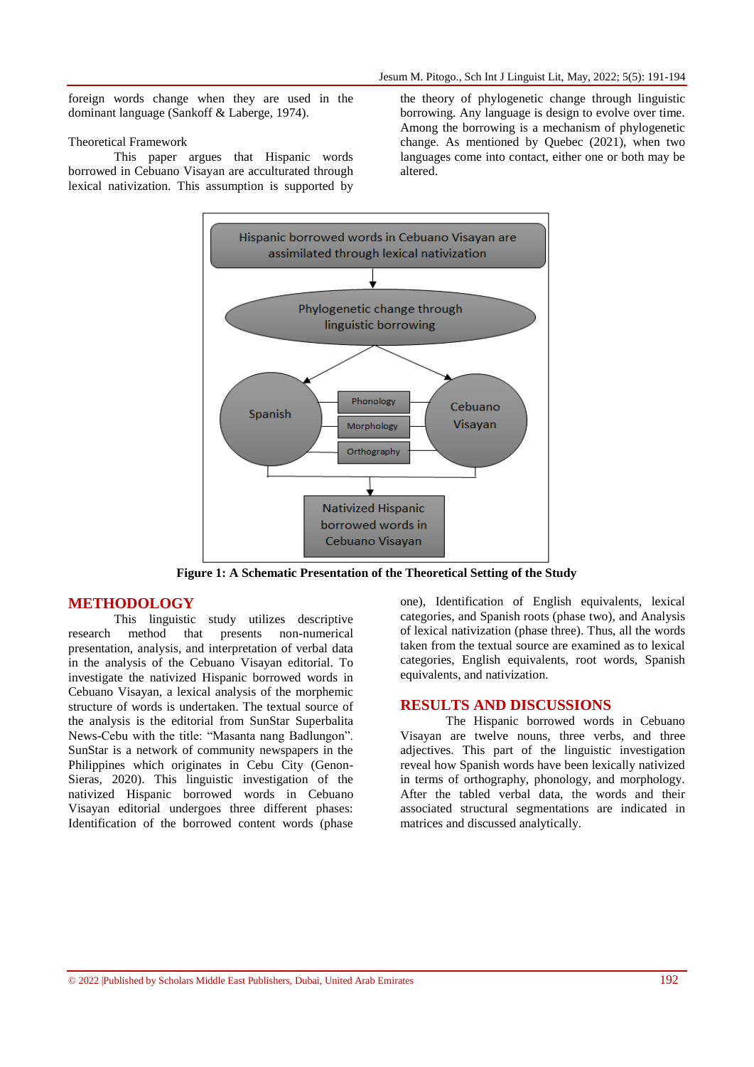foreign words change when they are used in the dominant language (Sankoff & Laberge, 1974).

Theoretical Framework

This paper argues that Hispanic words borrowed in Cebuano Visayan are acculturated through lexical nativization. This assumption is supported by the theory of phylogenetic change through linguistic borrowing. Any language is design to evolve over time. Among the borrowing is a mechanism of phylogenetic change. As mentioned by Quebec (2021), when two languages come into contact, either one or both may be altered.

Hispanic borrowed words in Cebuano Visayan are assimilated through lexical nativization

Phylogenetic change through linguistic borrowing

Spanish

Phonology

Morphology

Orthography

Cebuano Visayan

Nativized Hispanic borrowed words in Cebuano Visayan

**Figure 1: A Schematic Presentation of the Theoretical Setting of the Study**

## METHODOLOGY

This linguistic study utilizes descriptive research method that presents non-numerical presentation, analysis, and interpretation of verbal data in the analysis of the Cebuano Visayan editorial. To investigate the nativized Hispanic borrowed words in Cebuano Visayan, a lexical analysis of the morphemic structure of words is undertaken. The textual source of the analysis is the editorial from SunStar Superbalita News-Cebu with the title: "Masanta nang Badlungon". SunStar is a network of community newspapers in the Philippines which originates in Cebu City (Genon-Sieras, 2020). This linguistic investigation of the nativized Hispanic borrowed words in Cebuano Visayan editorial undergoes three different phases: Identification of the borrowed content words (phase one), Identification of English equivalents, lexical categories, and Spanish roots (phase two), and Analysis of lexical nativization (phase three). Thus, all the words taken from the textual source are examined as to lexical categories, English equivalents, root words, Spanish equivalents, and nativization.

## RESULTS AND DISCUSSIONS

The Hispanic borrowed words in Cebuano Visayan are twelve nouns, three verbs, and three adjectives. This part of the linguistic investigation reveal how Spanish words have been lexically nativized in terms of orthography, phonology, and morphology. After the tabled verbal data, the words and their associated structural segmentations are indicated in matrices and discussed analytically.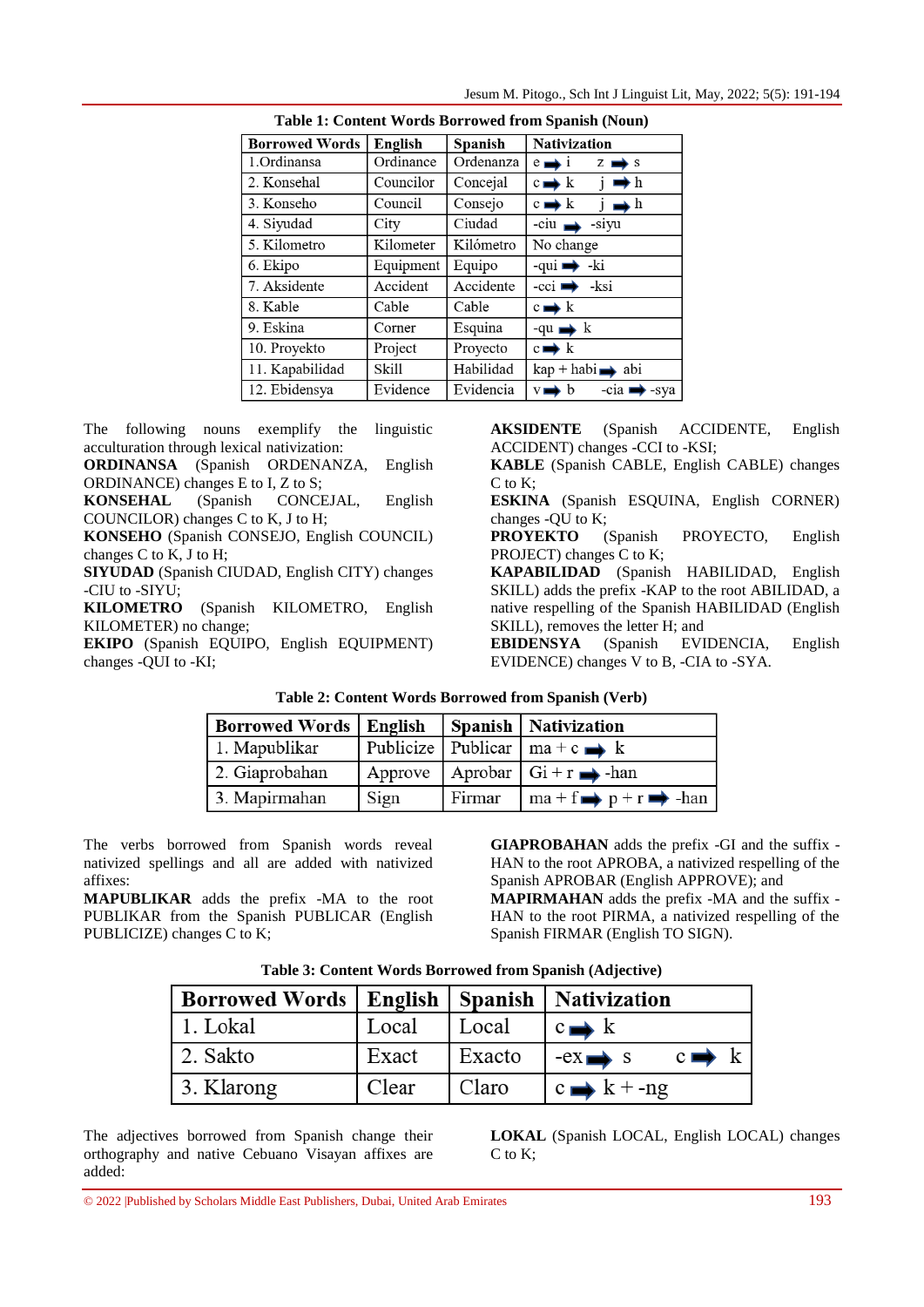**Table 1: Content Words Borrowed from Spanish (Noun)**

| Borrowed Words | English | Spanish | Nativization |
|---|---|---|---|
| 1.Ordinansa | Ordinance | Ordenanza | e ➡ i z ➡ s |
| 2. Konsehal | Councilor | Concejal | c ➡ k j ➡ h |
| 3. Konseho | Council | Consejo | c ➡ k j ➡ h |
| 4. Siyudad | City | Ciudad | -ciu ➡ -siyu |
| 5. Kilometro | Kilometer | Kilómetro | No change |
| 6. Ekipo | Equipment | Equipo | -qui ➡ -ki |
| 7. Aksidente | Accident | Accidente | -cci ➡ -ksi |
| 8. Kable | Cable | Cable | c ➡ k |
| 9. Eskina | Corner | Esquina | -qu ➡ k |
| 10. Proyekto | Project | Proyecto | c ➡ k |
| 11. Kapabilidad | Skill | Habilidad | kap + habi ➡ abi |
| 12. Ebidensya | Evidence | Evidencia | v ➡ b -cia ➡ -sya |

The following nouns exemplify the linguistic acculturation through lexical nativization:
**ORDINANSA** (Spanish ORDENANZA, English ORDINANCE) changes E to I, Z to S;
**KONSEHAL** (Spanish CONCEJAL, English COUNCILOR) changes C to K, J to H;
**KONSEHO** (Spanish CONSEJO, English COUNCIL) changes C to K, J to H;
**SIYUDAD** (Spanish CIUDAD, English CITY) changes -CIU to -SIYU;
**KILOMETRO** (Spanish KILOMETRO, English KILOMETER) no change;
**EKIPO** (Spanish EQUIPO, English EQUIPMENT) changes -QUI to -KI;
**AKSIDENTE** (Spanish ACCIDENTE, English ACCIDENT) changes -CCI to -KSI;
**KABLE** (Spanish CABLE, English CABLE) changes C to K;
**ESKINA** (Spanish ESQUINA, English CORNER) changes -QU to K;
**PROYEKTO** (Spanish PROYECTO, English PROJECT) changes C to K;
**KAPABILIDAD** (Spanish HABILIDAD, English SKILL) adds the prefix -KAP to the root ABILIDAD, a native respelling of the Spanish HABILIDAD (English SKILL), removes the letter H; and
**EBIDENSYA** (Spanish EVIDENCIA, English EVIDENCE) changes V to B, -CIA to -SYA.

**Table 2: Content Words Borrowed from Spanish (Verb)**

| Borrowed Words | English | Spanish | Nativization |
|---|---|---|---|
| 1. Mapublikar | Publicize | Publicar | ma + c ➡ k |
| 2. Giaprobahan | Approve | Aprobar | Gi + r ➡ -han |
| 3. Mapirmahan | Sign | Firmar | ma + f ➡ p + r ➡ -han |

The verbs borrowed from Spanish words reveal nativized spellings and all are added with nativized affixes:
**MAPUBLIKAR** adds the prefix -MA to the root PUBLIKAR from the Spanish PUBLICAR (English PUBLICIZE) changes C to K;
**GIAPROBAHAN** adds the prefix -GI and the suffix -HAN to the root APROBA, a nativized respelling of the Spanish APROBAR (English APPROVE); and
**MAPIRMAHAN** adds the prefix -MA and the suffix -HAN to the root PIRMA, a nativized respelling of the Spanish FIRMAR (English TO SIGN).

**Table 3: Content Words Borrowed from Spanish (Adjective)**

| Borrowed Words | English | Spanish | Nativization |
|---|---|---|---|
| 1. Lokal | Local | Local | c ➡ k |
| 2. Sakto | Exact | Exacto | -ex ➡ s c ➡ k |
| 3. Klarong | Clear | Claro | c ➡ k + -ng |

The adjectives borrowed from Spanish change their orthography and native Cebuano Visayan affixes are added:
**LOKAL** (Spanish LOCAL, English LOCAL) changes C to K;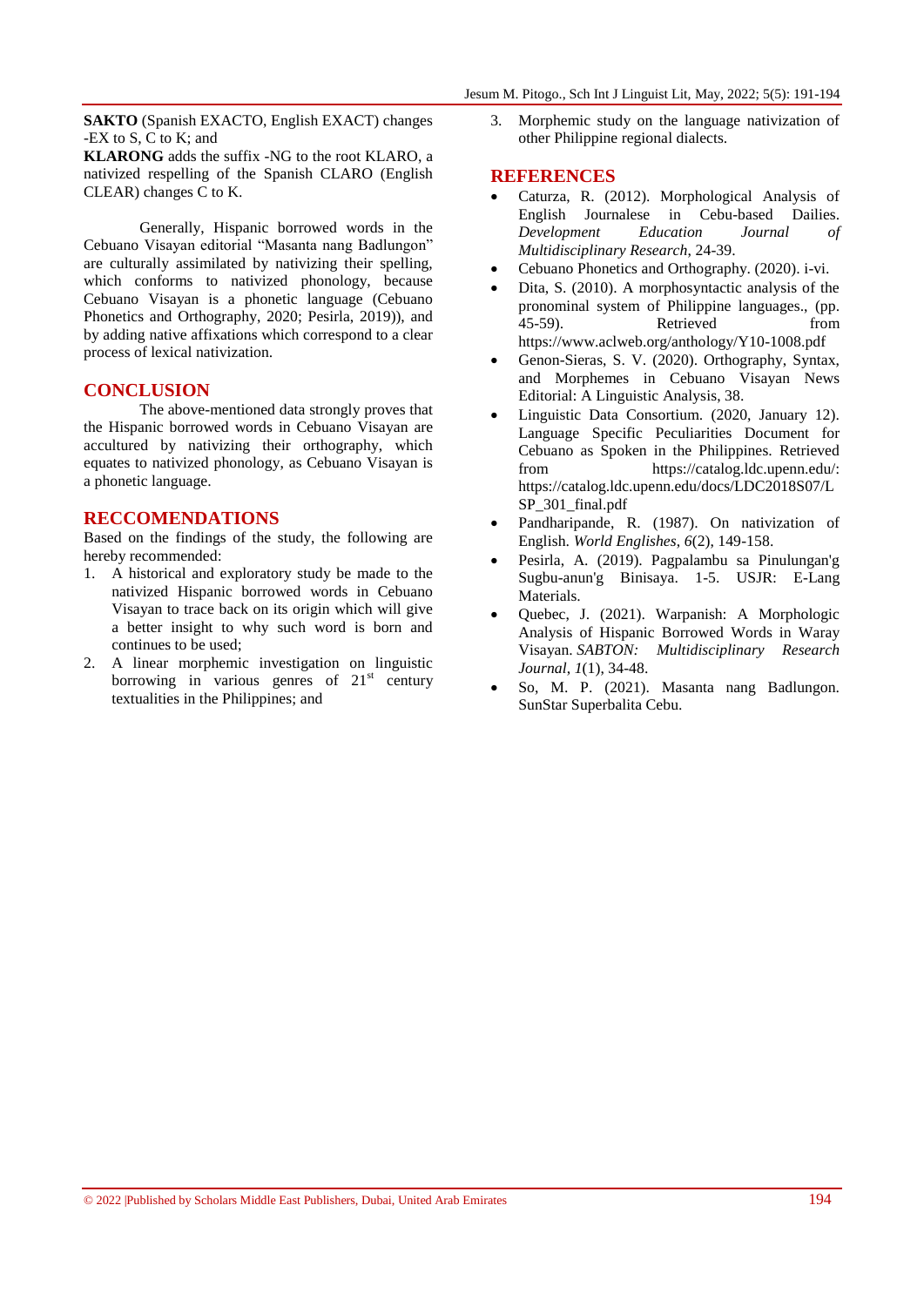**SAKTO** (Spanish EXACTO, English EXACT) changes -EX to S, C to K; and

**KLARONG** adds the suffix -NG to the root KLARO, a nativized respelling of the Spanish CLARO (English CLEAR) changes C to K.

Generally, Hispanic borrowed words in the Cebuano Visayan editorial "Masanta nang Badlungon" are culturally assimilated by nativizing their spelling, which conforms to nativized phonology, because Cebuano Visayan is a phonetic language (Cebuano Phonetics and Orthography, 2020; Pesirla, 2019)), and by adding native affixations which correspond to a clear process of lexical nativization.

## CONCLUSION

The above-mentioned data strongly proves that the Hispanic borrowed words in Cebuano Visayan are accultured by nativizing their orthography, which equates to nativized phonology, as Cebuano Visayan is a phonetic language.

## RECCOMENDATIONS

Based on the findings of the study, the following are hereby recommended:

1. A historical and exploratory study be made to the nativized Hispanic borrowed words in Cebuano Visayan to trace back on its origin which will give a better insight to why such word is born and continues to be used;
2. A linear morphemic investigation on linguistic borrowing in various genres of 21st century textualities in the Philippines; and
3. Morphemic study on the language nativization of other Philippine regional dialects.

## REFERENCES

- Caturza, R. (2012). Morphological Analysis of English Journalese in Cebu-based Dailies. *Development Education Journal of Multidisciplinary Research*, 24-39.
- Cebuano Phonetics and Orthography. (2020). i-vi.
- Dita, S. (2010). A morphosyntactic analysis of the pronominal system of Philippine languages., (pp. 45-59). Retrieved from https://www.aclweb.org/anthology/Y10-1008.pdf
- Genon-Sieras, S. V. (2020). Orthography, Syntax, and Morphemes in Cebuano Visayan News Editorial: A Linguistic Analysis, 38.
- Linguistic Data Consortium. (2020, January 12). Language Specific Peculiarities Document for Cebuano as Spoken in the Philippines. Retrieved from https://catalog.ldc.upenn.edu/: https://catalog.ldc.upenn.edu/docs/LDC2018S07/LSP_301_final.pdf
- Pandharipande, R. (1987). On nativization of English. *World Englishes*, *6*(2), 149-158.
- Pesirla, A. (2019). Pagpalambu sa Pinulungan'g Sugbu-anun'g Binisaya. 1-5. USJR: E-Lang Materials.
- Quebec, J. (2021). Warpanish: A Morphologic Analysis of Hispanic Borrowed Words in Waray Visayan. *SABTON: Multidisciplinary Research Journal*, *1*(1), 34-48.
- So, M. P. (2021). Masanta nang Badlungon. SunStar Superbalita Cebu.